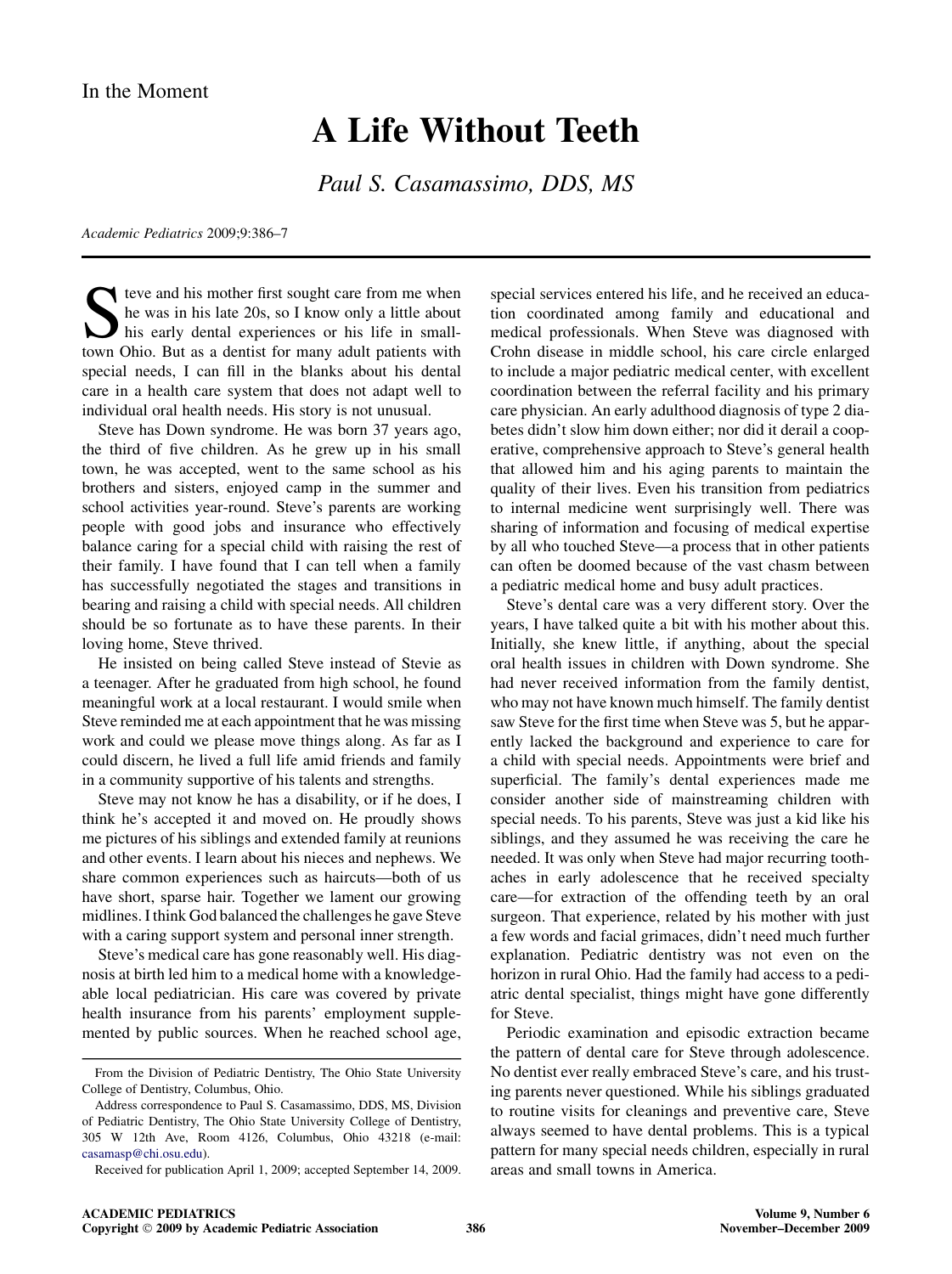In the Moment

# A Life Without Teeth

*Paul S. Casamassimo, DDS, MS*

*Academic Pediatrics* 2009;9:386–7

Steve and his mother first sought care from me when he was in his late 20s, so I know only a little about his early dental experiences or his life in small-town Ohio. But as a dentist for many adult patients with special needs, I can fill in the blanks about his dental care in a health care system that does not adapt well to individual oral health needs. His story is not unusual.

Steve has Down syndrome. He was born 37 years ago, the third of five children. As he grew up in his small town, he was accepted, went to the same school as his brothers and sisters, enjoyed camp in the summer and school activities year-round. Steve's parents are working people with good jobs and insurance who effectively balance caring for a special child with raising the rest of their family. I have found that I can tell when a family has successfully negotiated the stages and transitions in bearing and raising a child with special needs. All children should be so fortunate as to have these parents. In their loving home, Steve thrived.

He insisted on being called Steve instead of Stevie as a teenager. After he graduated from high school, he found meaningful work at a local restaurant. I would smile when Steve reminded me at each appointment that he was missing work and could we please move things along. As far as I could discern, he lived a full life amid friends and family in a community supportive of his talents and strengths.

Steve may not know he has a disability, or if he does, I think he's accepted it and moved on. He proudly shows me pictures of his siblings and extended family at reunions and other events. I learn about his nieces and nephews. We share common experiences such as haircuts—both of us have short, sparse hair. Together we lament our growing midlines. I think God balanced the challenges he gave Steve with a caring support system and personal inner strength.

Steve's medical care has gone reasonably well. His diagnosis at birth led him to a medical home with a knowledgeable local pediatrician. His care was covered by private health insurance from his parents' employment supplemented by public sources. When he reached school age, special services entered his life, and he received an education coordinated among family and educational and medical professionals. When Steve was diagnosed with Crohn disease in middle school, his care circle enlarged to include a major pediatric medical center, with excellent coordination between the referral facility and his primary care physician. An early adulthood diagnosis of type 2 diabetes didn't slow him down either; nor did it derail a cooperative, comprehensive approach to Steve's general health that allowed him and his aging parents to maintain the quality of their lives. Even his transition from pediatrics to internal medicine went surprisingly well. There was sharing of information and focusing of medical expertise by all who touched Steve—a process that in other patients can often be doomed because of the vast chasm between a pediatric medical home and busy adult practices.

Steve's dental care was a very different story. Over the years, I have talked quite a bit with his mother about this. Initially, she knew little, if anything, about the special oral health issues in children with Down syndrome. She had never received information from the family dentist, who may not have known much himself. The family dentist saw Steve for the first time when Steve was 5, but he apparently lacked the background and experience to care for a child with special needs. Appointments were brief and superficial. The family's dental experiences made me consider another side of mainstreaming children with special needs. To his parents, Steve was just a kid like his siblings, and they assumed he was receiving the care he needed. It was only when Steve had major recurring toothaches in early adolescence that he received specialty care—for extraction of the offending teeth by an oral surgeon. That experience, related by his mother with just a few words and facial grimaces, didn't need much further explanation. Pediatric dentistry was not even on the horizon in rural Ohio. Had the family had access to a pediatric dental specialist, things might have gone differently for Steve.

Periodic examination and episodic extraction became the pattern of dental care for Steve through adolescence. No dentist ever really embraced Steve's care, and his trusting parents never questioned. While his siblings graduated to routine visits for cleanings and preventive care, Steve always seemed to have dental problems. This is a typical pattern for many special needs children, especially in rural areas and small towns in America.

---

From the Division of Pediatric Dentistry, The Ohio State University College of Dentistry, Columbus, Ohio.

Address correspondence to Paul S. Casamassimo, DDS, MS, Division of Pediatric Dentistry, The Ohio State University College of Dentistry, 305 W 12th Ave, Room 4126, Columbus, Ohio 43218 (e-mail: casamasp@chi.osu.edu).

Received for publication April 1, 2009; accepted September 14, 2009.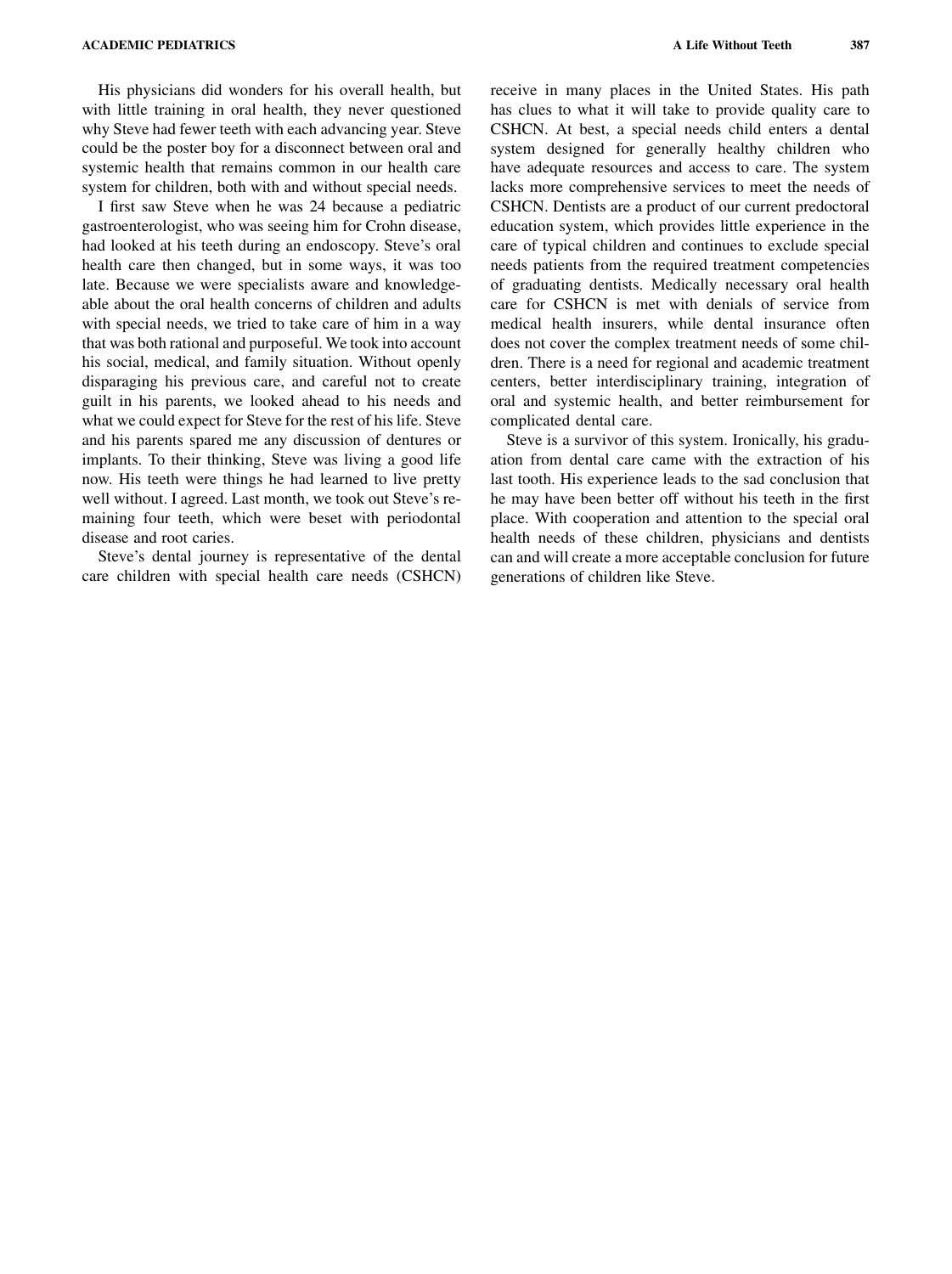His physicians did wonders for his overall health, but with little training in oral health, they never questioned why Steve had fewer teeth with each advancing year. Steve could be the poster boy for a disconnect between oral and systemic health that remains common in our health care system for children, both with and without special needs.

I first saw Steve when he was 24 because a pediatric gastroenterologist, who was seeing him for Crohn disease, had looked at his teeth during an endoscopy. Steve's oral health care then changed, but in some ways, it was too late. Because we were specialists aware and knowledgeable about the oral health concerns of children and adults with special needs, we tried to take care of him in a way that was both rational and purposeful. We took into account his social, medical, and family situation. Without openly disparaging his previous care, and careful not to create guilt in his parents, we looked ahead to his needs and what we could expect for Steve for the rest of his life. Steve and his parents spared me any discussion of dentures or implants. To their thinking, Steve was living a good life now. His teeth were things he had learned to live pretty well without. I agreed. Last month, we took out Steve's remaining four teeth, which were beset with periodontal disease and root caries.

Steve's dental journey is representative of the dental care children with special health care needs (CSHCN) receive in many places in the United States. His path has clues to what it will take to provide quality care to CSHCN. At best, a special needs child enters a dental system designed for generally healthy children who have adequate resources and access to care. The system lacks more comprehensive services to meet the needs of CSHCN. Dentists are a product of our current predoctoral education system, which provides little experience in the care of typical children and continues to exclude special needs patients from the required treatment competencies of graduating dentists. Medically necessary oral health care for CSHCN is met with denials of service from medical health insurers, while dental insurance often does not cover the complex treatment needs of some children. There is a need for regional and academic treatment centers, better interdisciplinary training, integration of oral and systemic health, and better reimbursement for complicated dental care.

Steve is a survivor of this system. Ironically, his graduation from dental care came with the extraction of his last tooth. His experience leads to the sad conclusion that he may have been better off without his teeth in the first place. With cooperation and attention to the special oral health needs of these children, physicians and dentists can and will create a more acceptable conclusion for future generations of children like Steve.